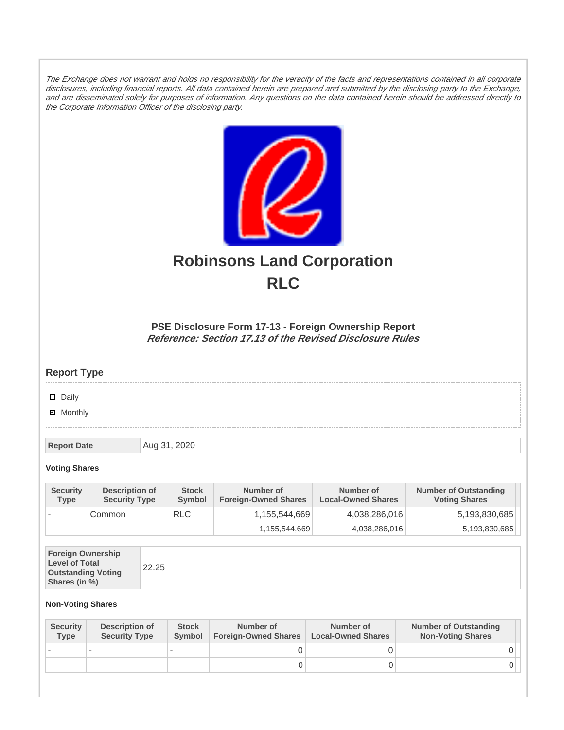*The Exchange does not warrant and holds no responsibility for the veracity of the facts and representations contained in all corporate disclosures, including financial reports. All data contained herein are prepared and submitted by the disclosing party to the Exchange, and are disseminated solely for purposes of information. Any questions on the data contained herein should be addressed directly to the Corporate Information Officer of the disclosing party.*

# Robinsons Land Corporation
# RLC

### PSE Disclosure Form 17-13 - Foreign Ownership Report
***Reference: Section 17.13 of the Revised Disclosure Rules***

## Report Type

- ☐ Daily
- ☑ Monthly

| | |
|---|---|
| **Report Date** | Aug 31, 2020 |

**Voting Shares**

| Security Type | Description of Security Type | Stock Symbol | Number of Foreign-Owned Shares | Number of Local-Owned Shares | Number of Outstanding Voting Shares |
|---|---|---|---|---|---|
| - | Common | RLC | 1,155,544,669 | 4,038,286,016 | 5,193,830,685 |
| | | | 1,155,544,669 | 4,038,286,016 | 5,193,830,685 |

| | |
|---|---|
| **Foreign Ownership Level of Total Outstanding Voting Shares (in %)** | 22.25 |

**Non-Voting Shares**

| Security Type | Description of Security Type | Stock Symbol | Number of Foreign-Owned Shares | Number of Local-Owned Shares | Number of Outstanding Non-Voting Shares |
|---|---|---|---|---|---|
| - | - | - | 0 | 0 | 0 |
| | | | 0 | 0 | 0 |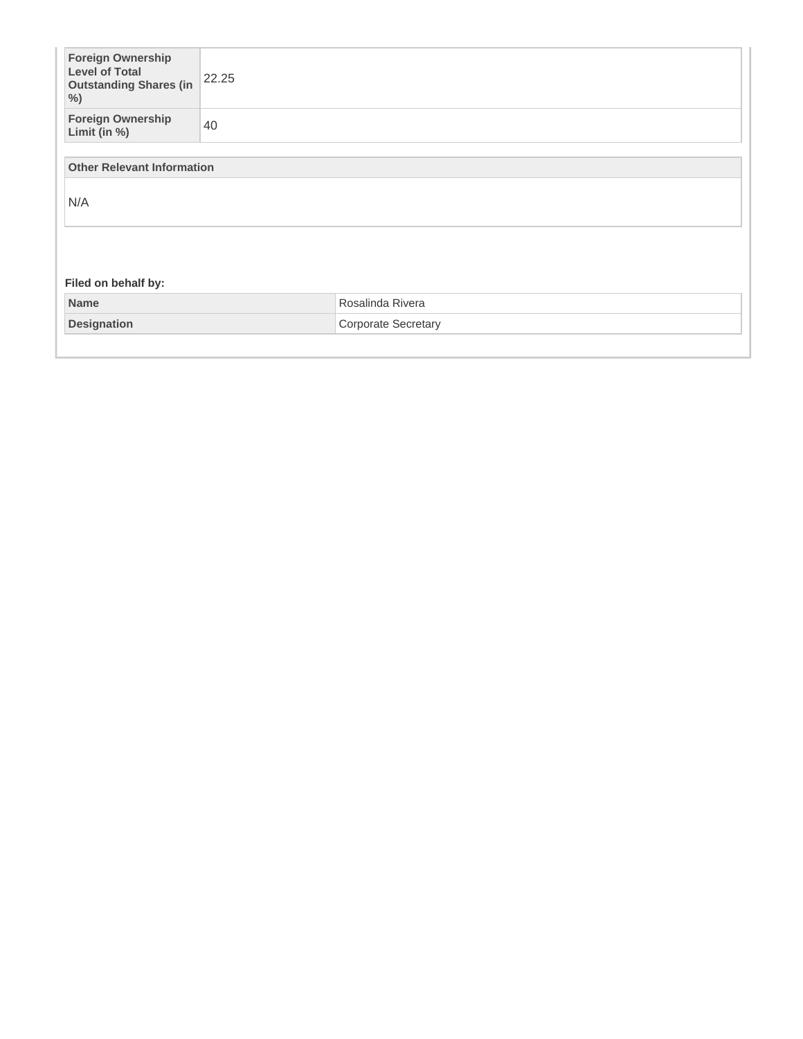| | |
|---|---|
| Foreign Ownership Level of Total Outstanding Shares (in %) | 22.25 |
| Foreign Ownership Limit (in %) | 40 |

| Other Relevant Information |
|---|
| N/A |

**Filed on behalf by:**

| | |
|---|---|
| Name | Rosalinda Rivera |
| Designation | Corporate Secretary |